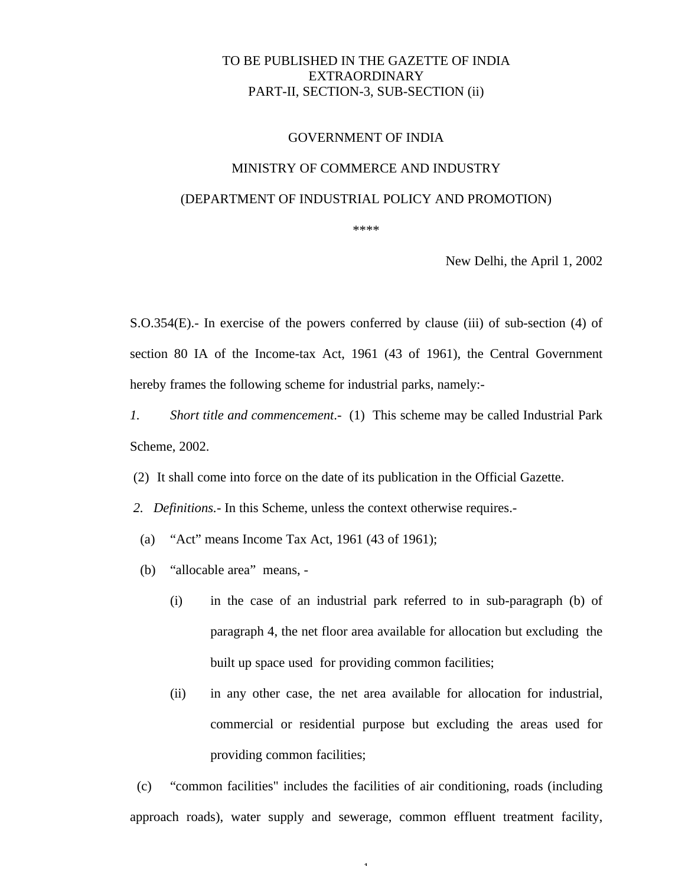TO BE PUBLISHED IN THE GAZETTE OF INDIA
EXTRAORDINARY
PART-II, SECTION-3, SUB-SECTION (ii)

GOVERNMENT OF INDIA

MINISTRY OF COMMERCE AND INDUSTRY

(DEPARTMENT OF INDUSTRIAL POLICY AND PROMOTION)

****

New Delhi, the April 1, 2002

S.O.354(E).- In exercise of the powers conferred by clause (iii) of sub-section (4) of section 80 IA of the Income-tax Act, 1961 (43 of 1961), the Central Government hereby frames the following scheme for industrial parks, namely:-

*1. Short title and commencement*.- (1) This scheme may be called Industrial Park Scheme, 2002.

(2) It shall come into force on the date of its publication in the Official Gazette.

*2. Definitions.*- In this Scheme, unless the context otherwise requires.-

(a) "Act" means Income Tax Act, 1961 (43 of 1961);

(b) "allocable area" means, -

(i) in the case of an industrial park referred to in sub-paragraph (b) of paragraph 4, the net floor area available for allocation but excluding the built up space used for providing common facilities;

(ii) in any other case, the net area available for allocation for industrial, commercial or residential purpose but excluding the areas used for providing common facilities;

(c) "common facilities" includes the facilities of air conditioning, roads (including approach roads), water supply and sewerage, common effluent treatment facility,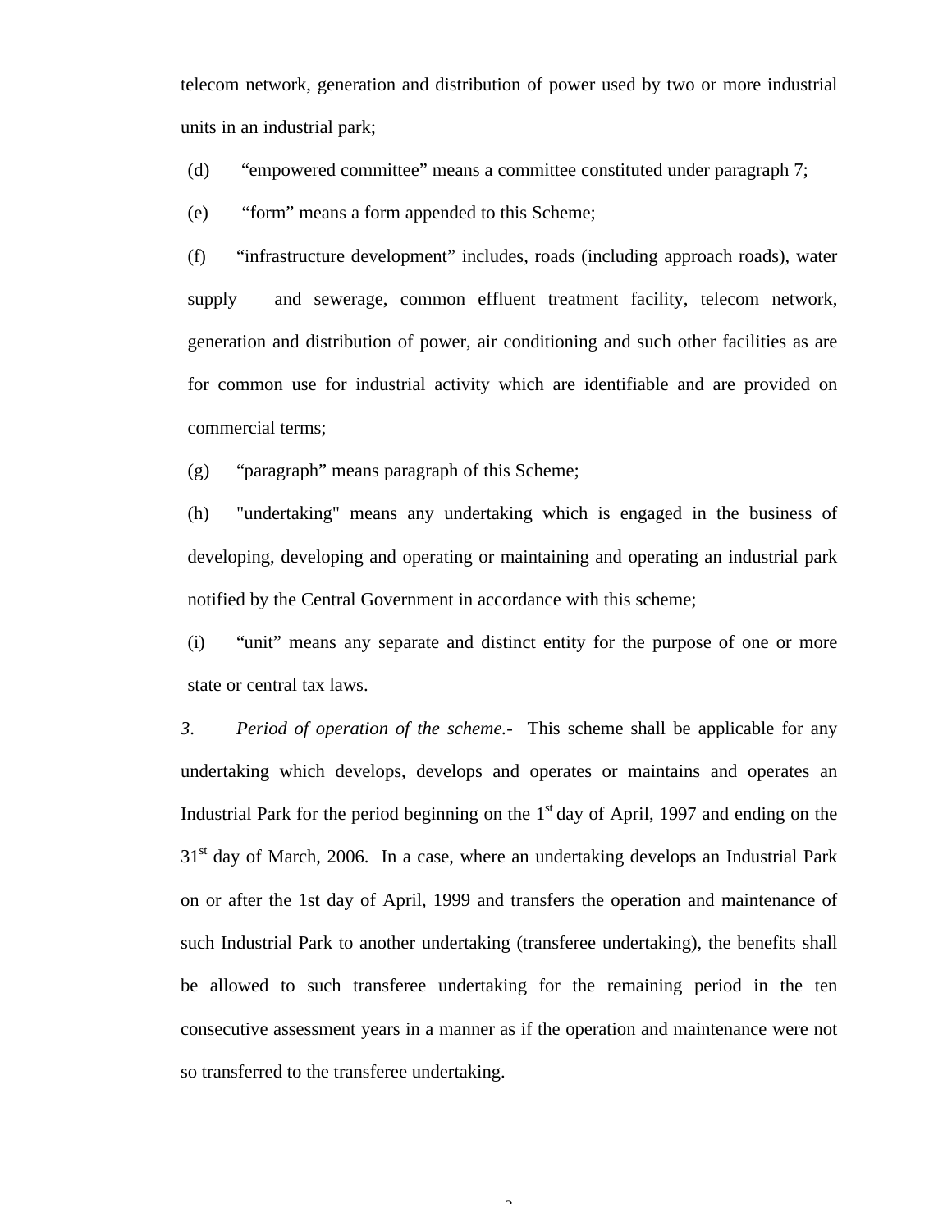telecom network, generation and distribution of power used by two or more industrial units in an industrial park;

(d) "empowered committee" means a committee constituted under paragraph 7;

(e) "form" means a form appended to this Scheme;

(f) "infrastructure development" includes, roads (including approach roads), water supply and sewerage, common effluent treatment facility, telecom network, generation and distribution of power, air conditioning and such other facilities as are for common use for industrial activity which are identifiable and are provided on commercial terms;

(g) "paragraph" means paragraph of this Scheme;

(h) "undertaking" means any undertaking which is engaged in the business of developing, developing and operating or maintaining and operating an industrial park notified by the Central Government in accordance with this scheme;

(i) "unit" means any separate and distinct entity for the purpose of one or more state or central tax laws.

3. *Period of operation of the scheme.-* This scheme shall be applicable for any undertaking which develops, develops and operates or maintains and operates an Industrial Park for the period beginning on the 1st day of April, 1997 and ending on the 31st day of March, 2006. In a case, where an undertaking develops an Industrial Park on or after the 1st day of April, 1999 and transfers the operation and maintenance of such Industrial Park to another undertaking (transferee undertaking), the benefits shall be allowed to such transferee undertaking for the remaining period in the ten consecutive assessment years in a manner as if the operation and maintenance were not so transferred to the transferee undertaking.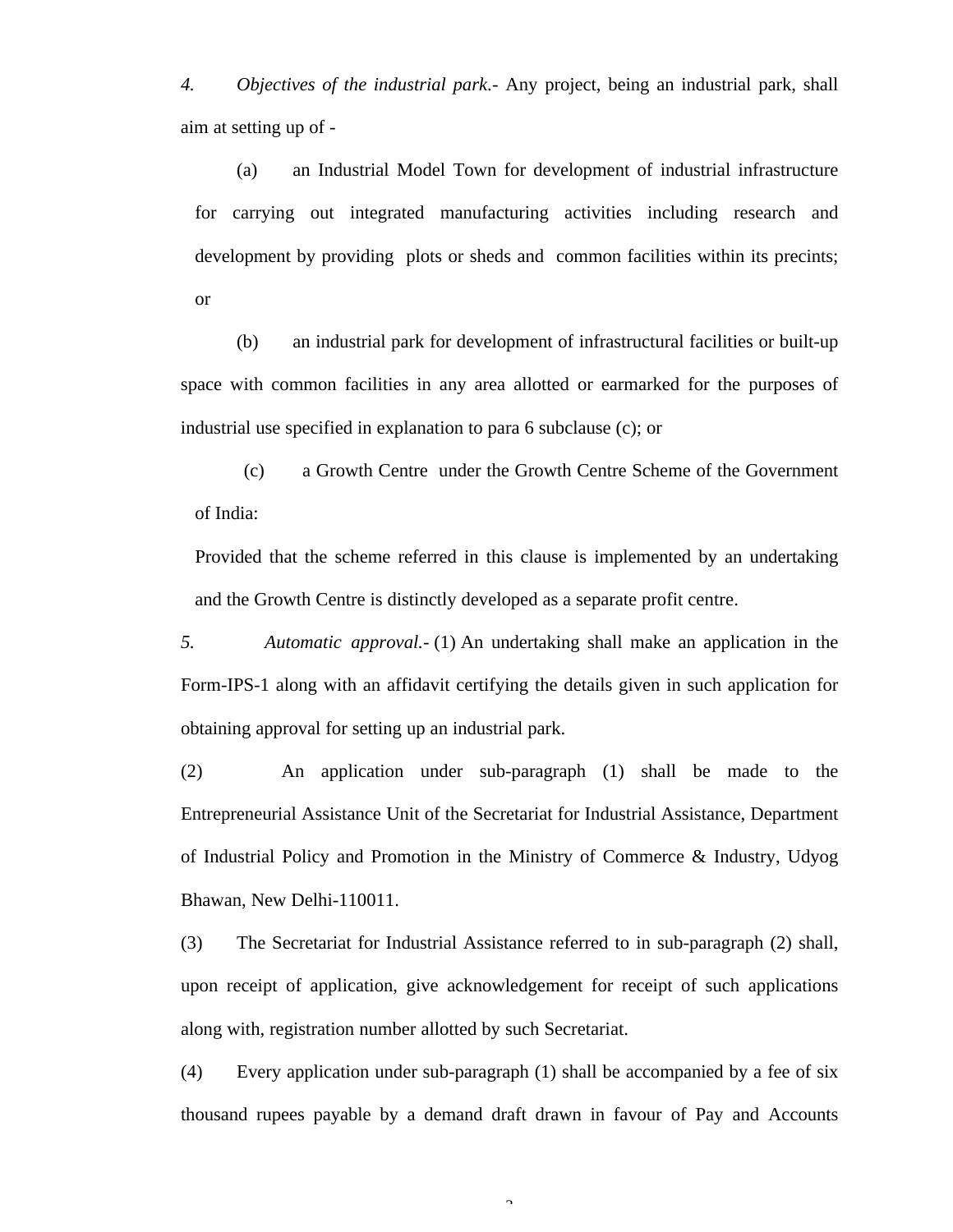4. *Objectives of the industrial park*.- Any project, being an industrial park, shall aim at setting up of -

(a) an Industrial Model Town for development of industrial infrastructure for carrying out integrated manufacturing activities including research and development by providing plots or sheds and common facilities within its precints; or

(b) an industrial park for development of infrastructural facilities or built-up space with common facilities in any area allotted or earmarked for the purposes of industrial use specified in explanation to para 6 subclause (c); or

(c) a Growth Centre under the Growth Centre Scheme of the Government of India:

Provided that the scheme referred in this clause is implemented by an undertaking and the Growth Centre is distinctly developed as a separate profit centre.

5. *Automatic approval*.- (1) An undertaking shall make an application in the Form-IPS-1 along with an affidavit certifying the details given in such application for obtaining approval for setting up an industrial park.

(2) An application under sub-paragraph (1) shall be made to the Entrepreneurial Assistance Unit of the Secretariat for Industrial Assistance, Department of Industrial Policy and Promotion in the Ministry of Commerce & Industry, Udyog Bhawan, New Delhi-110011.

(3) The Secretariat for Industrial Assistance referred to in sub-paragraph (2) shall, upon receipt of application, give acknowledgement for receipt of such applications along with, registration number allotted by such Secretariat.

(4) Every application under sub-paragraph (1) shall be accompanied by a fee of six thousand rupees payable by a demand draft drawn in favour of Pay and Accounts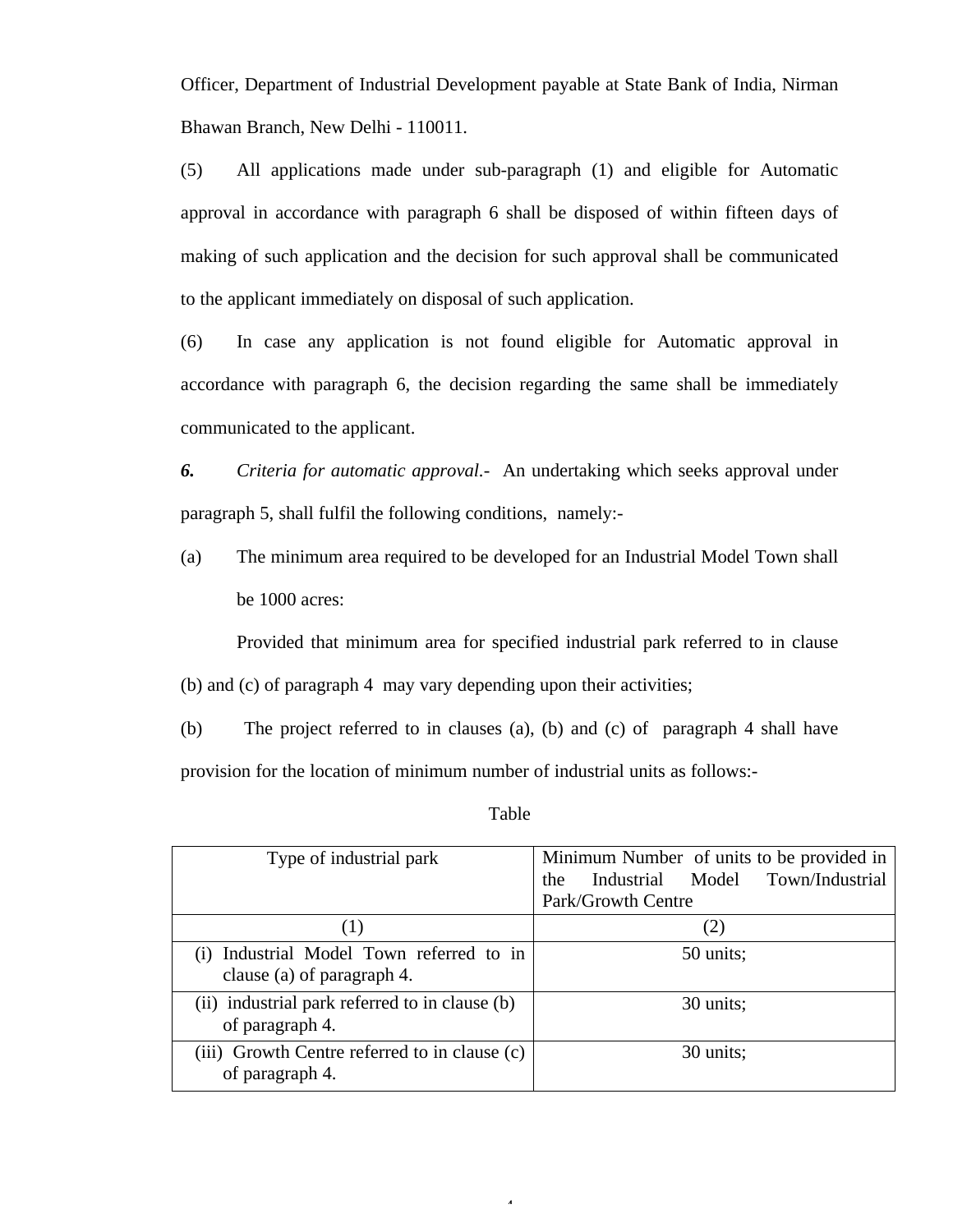Officer, Department of Industrial Development payable at State Bank of India, Nirman Bhawan Branch, New Delhi - 110011.

(5) All applications made under sub-paragraph (1) and eligible for Automatic approval in accordance with paragraph 6 shall be disposed of within fifteen days of making of such application and the decision for such approval shall be communicated to the applicant immediately on disposal of such application.

(6) In case any application is not found eligible for Automatic approval in accordance with paragraph 6, the decision regarding the same shall be immediately communicated to the applicant.

***6.*** *Criteria for automatic approval*.- An undertaking which seeks approval under paragraph 5, shall fulfil the following conditions, namely:-

(a) The minimum area required to be developed for an Industrial Model Town shall be 1000 acres:

Provided that minimum area for specified industrial park referred to in clause (b) and (c) of paragraph 4 may vary depending upon their activities;

(b) The project referred to in clauses (a), (b) and (c) of paragraph 4 shall have provision for the location of minimum number of industrial units as follows:-

Table

| Type of industrial park | Minimum Number of units to be provided in the Industrial Model Town/Industrial Park/Growth Centre |
|---|---|
| (1) | (2) |
| (i) Industrial Model Town referred to in clause (a) of paragraph 4. | 50 units; |
| (ii) industrial park referred to in clause (b) of paragraph 4. | 30 units; |
| (iii) Growth Centre referred to in clause (c) of paragraph 4. | 30 units; |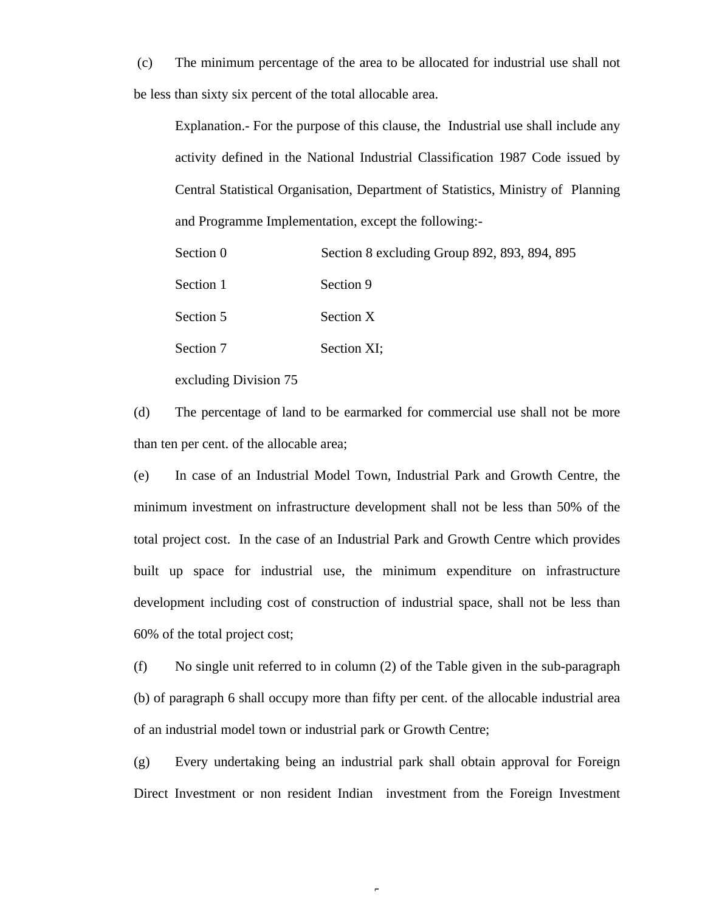(c) The minimum percentage of the area to be allocated for industrial use shall not be less than sixty six percent of the total allocable area.

Explanation.- For the purpose of this clause, the Industrial use shall include any activity defined in the National Industrial Classification 1987 Code issued by Central Statistical Organisation, Department of Statistics, Ministry of Planning and Programme Implementation, except the following:-

| | |
|---|---|
| Section 0 | Section 8 excluding Group 892, 893, 894, 895 |
| Section 1 | Section 9 |
| Section 5 | Section X |
| Section 7 | Section XI; |
| excluding Division 75 | |

(d) The percentage of land to be earmarked for commercial use shall not be more than ten per cent. of the allocable area;

(e) In case of an Industrial Model Town, Industrial Park and Growth Centre, the minimum investment on infrastructure development shall not be less than 50% of the total project cost. In the case of an Industrial Park and Growth Centre which provides built up space for industrial use, the minimum expenditure on infrastructure development including cost of construction of industrial space, shall not be less than 60% of the total project cost;

(f) No single unit referred to in column (2) of the Table given in the sub-paragraph (b) of paragraph 6 shall occupy more than fifty per cent. of the allocable industrial area of an industrial model town or industrial park or Growth Centre;

(g) Every undertaking being an industrial park shall obtain approval for Foreign Direct Investment or non resident Indian investment from the Foreign Investment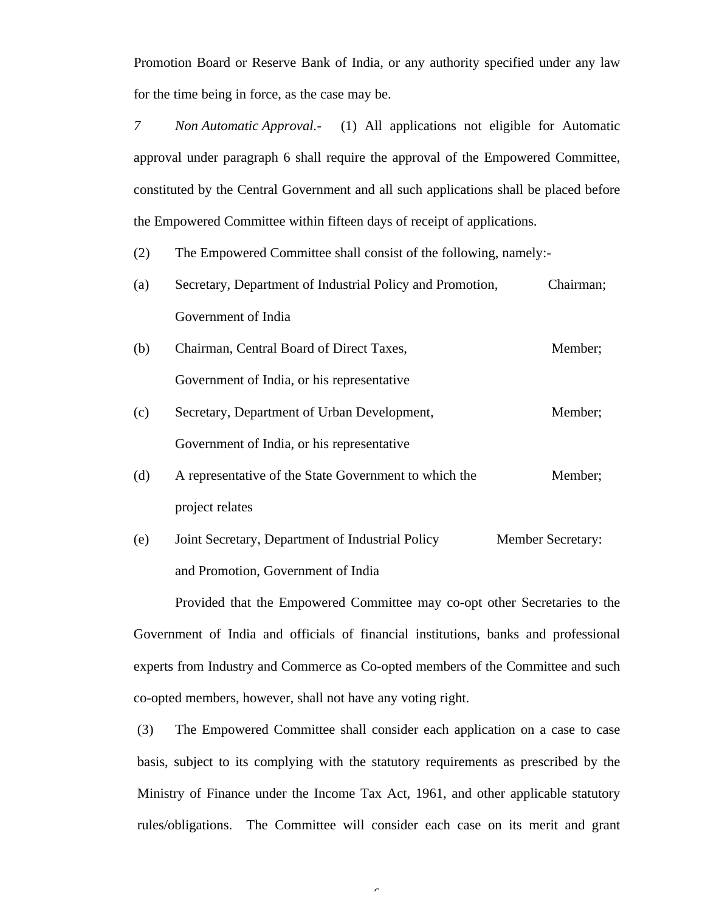Promotion Board or Reserve Bank of India, or any authority specified under any law for the time being in force, as the case may be.

7 *Non Automatic Approval.-* (1) All applications not eligible for Automatic approval under paragraph 6 shall require the approval of the Empowered Committee, constituted by the Central Government and all such applications shall be placed before the Empowered Committee within fifteen days of receipt of applications.

(2) The Empowered Committee shall consist of the following, namely:-

(a) Secretary, Department of Industrial Policy and Promotion, Government of India — Chairman;

(b) Chairman, Central Board of Direct Taxes, Government of India, or his representative — Member;

(c) Secretary, Department of Urban Development, Government of India, or his representative — Member;

(d) A representative of the State Government to which the project relates — Member;

(e) Joint Secretary, Department of Industrial Policy and Promotion, Government of India — Member Secretary:

Provided that the Empowered Committee may co-opt other Secretaries to the Government of India and officials of financial institutions, banks and professional experts from Industry and Commerce as Co-opted members of the Committee and such co-opted members, however, shall not have any voting right.

(3) The Empowered Committee shall consider each application on a case to case basis, subject to its complying with the statutory requirements as prescribed by the Ministry of Finance under the Income Tax Act, 1961, and other applicable statutory rules/obligations. The Committee will consider each case on its merit and grant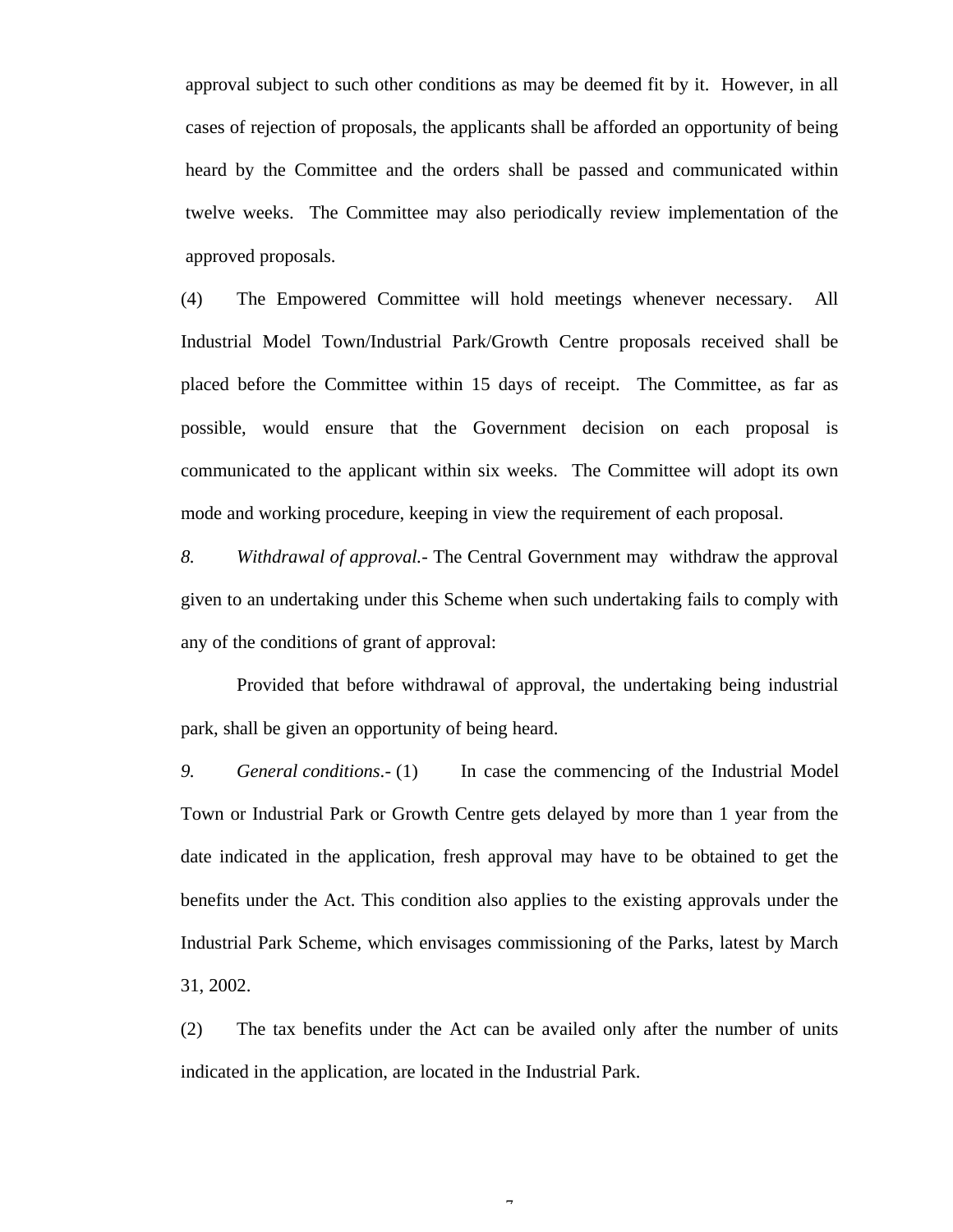approval subject to such other conditions as may be deemed fit by it. However, in all cases of rejection of proposals, the applicants shall be afforded an opportunity of being heard by the Committee and the orders shall be passed and communicated within twelve weeks. The Committee may also periodically review implementation of the approved proposals.

(4) The Empowered Committee will hold meetings whenever necessary. All Industrial Model Town/Industrial Park/Growth Centre proposals received shall be placed before the Committee within 15 days of receipt. The Committee, as far as possible, would ensure that the Government decision on each proposal is communicated to the applicant within six weeks. The Committee will adopt its own mode and working procedure, keeping in view the requirement of each proposal.

*8. Withdrawal of approval.-* The Central Government may withdraw the approval given to an undertaking under this Scheme when such undertaking fails to comply with any of the conditions of grant of approval:

Provided that before withdrawal of approval, the undertaking being industrial park, shall be given an opportunity of being heard.

*9. General conditions*.- (1) In case the commencing of the Industrial Model Town or Industrial Park or Growth Centre gets delayed by more than 1 year from the date indicated in the application, fresh approval may have to be obtained to get the benefits under the Act. This condition also applies to the existing approvals under the Industrial Park Scheme, which envisages commissioning of the Parks, latest by March 31, 2002.

(2) The tax benefits under the Act can be availed only after the number of units indicated in the application, are located in the Industrial Park.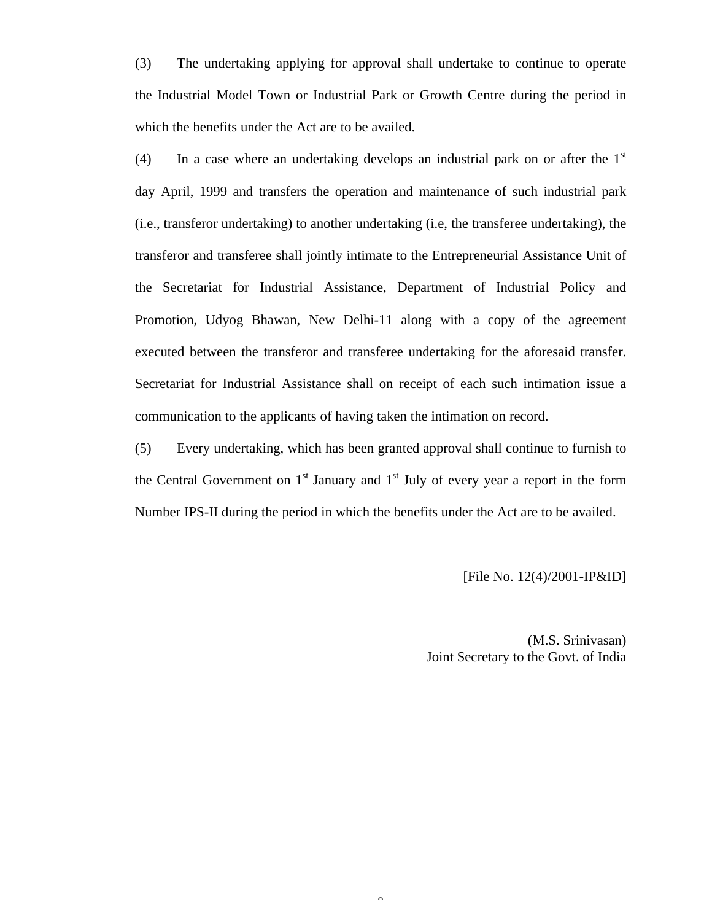(3) The undertaking applying for approval shall undertake to continue to operate the Industrial Model Town or Industrial Park or Growth Centre during the period in which the benefits under the Act are to be availed.

(4) In a case where an undertaking develops an industrial park on or after the 1st day April, 1999 and transfers the operation and maintenance of such industrial park (i.e., transferor undertaking) to another undertaking (i.e, the transferee undertaking), the transferor and transferee shall jointly intimate to the Entrepreneurial Assistance Unit of the Secretariat for Industrial Assistance, Department of Industrial Policy and Promotion, Udyog Bhawan, New Delhi-11 along with a copy of the agreement executed between the transferor and transferee undertaking for the aforesaid transfer. Secretariat for Industrial Assistance shall on receipt of each such intimation issue a communication to the applicants of having taken the intimation on record.

(5) Every undertaking, which has been granted approval shall continue to furnish to the Central Government on 1st January and 1st July of every year a report in the form Number IPS-II during the period in which the benefits under the Act are to be availed.

[File No. 12(4)/2001-IP&ID]

(M.S. Srinivasan)
Joint Secretary to the Govt. of India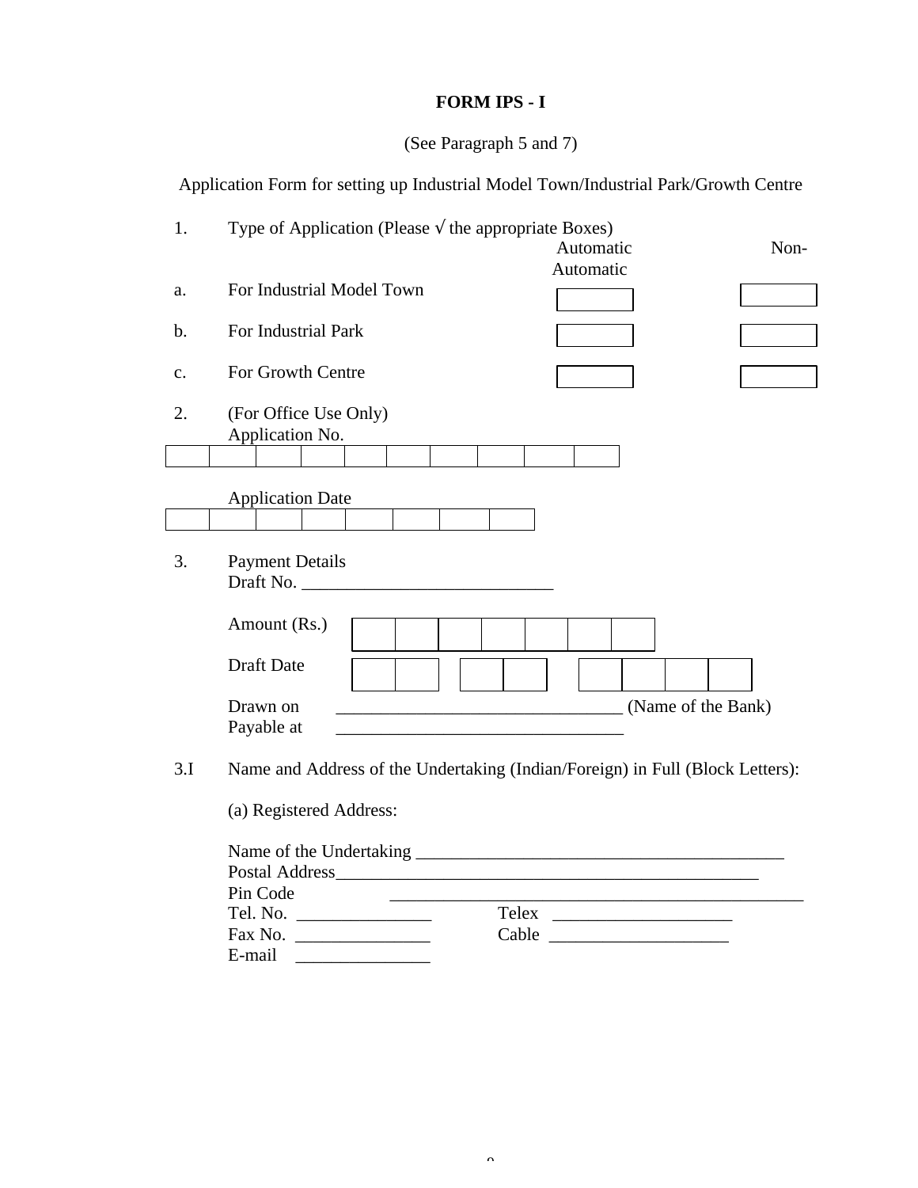**FORM IPS - I**

(See Paragraph 5 and 7)

Application Form for setting up Industrial Model Town/Industrial Park/Growth Centre

1. Type of Application (Please √ the appropriate Boxes)

| | | Automatic | Non-Automatic |
|---|---|---|---|
| a. | For Industrial Model Town | ☐ | ☐ |
| b. | For Industrial Park | ☐ | ☐ |
| c. | For Growth Centre | ☐ | ☐ |

2. (For Office Use Only)
   Application No.

| | | | | | | | | | |
|---|---|---|---|---|---|---|---|---|---|

   Application Date

| | | | | | | | |
|---|---|---|---|---|---|---|---|

3. Payment Details
   Draft No. ____________________________

   Amount (Rs.) ☐☐☐☐☐☐☐

   Draft Date ☐☐ ☐☐ ☐☐☐☐

   Drawn on ________________________________ (Name of the Bank)
   Payable at ________________________________

3.I Name and Address of the Undertaking (Indian/Foreign) in Full (Block Letters):

   (a) Registered Address:

   Name of the Undertaking __________________________________________
   Postal Address________________________________________________
   Pin Code ________________________________________________
   Tel. No. _______________ Telex ____________________
   Fax No. _______________ Cable ____________________
   E-mail _______________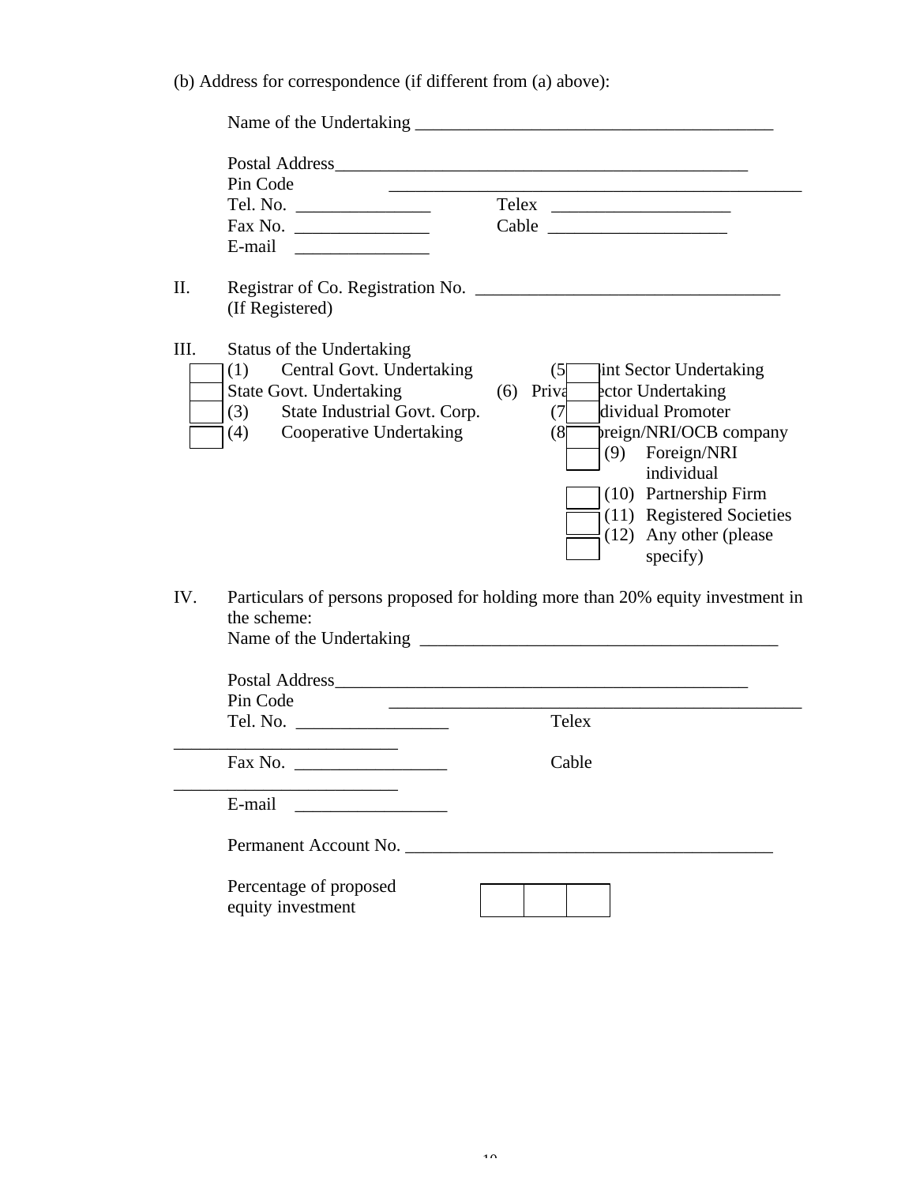(b) Address for correspondence (if different from (a) above):

Name of the Undertaking ________________________________________

Postal Address______________________________________________

Pin Code ______________________________________________

Tel. No. _______________ Telex ____________________

Fax No. _______________ Cable ____________________

E-mail _______________

II. Registrar of Co. Registration No. ___________________________________
(If Registered)

III. Status of the Undertaking

- (1) Central Govt. Undertaking
- (2) State Govt. Undertaking
- (3) State Industrial Govt. Corp.
- (4) Cooperative Undertaking
- (5) Joint Sector Undertaking
- (6) Private Sector Undertaking
- (7) Individual Promoter
- (8) Foreign/NRI/OCB company
- (9) Foreign/NRI individual
- (10) Partnership Firm
- (11) Registered Societies
- (12) Any other (please specify)

IV. Particulars of persons proposed for holding more than 20% equity investment in the scheme:

Name of the Undertaking ________________________________________

Postal Address______________________________________________

Pin Code ______________________________________________

Tel. No. _________________ Telex _________________________

Fax No. _________________ Cable _________________________

E-mail _________________

Permanent Account No. __________________________________________

Percentage of proposed equity investment

| | | |
|---|---|---|
| | | |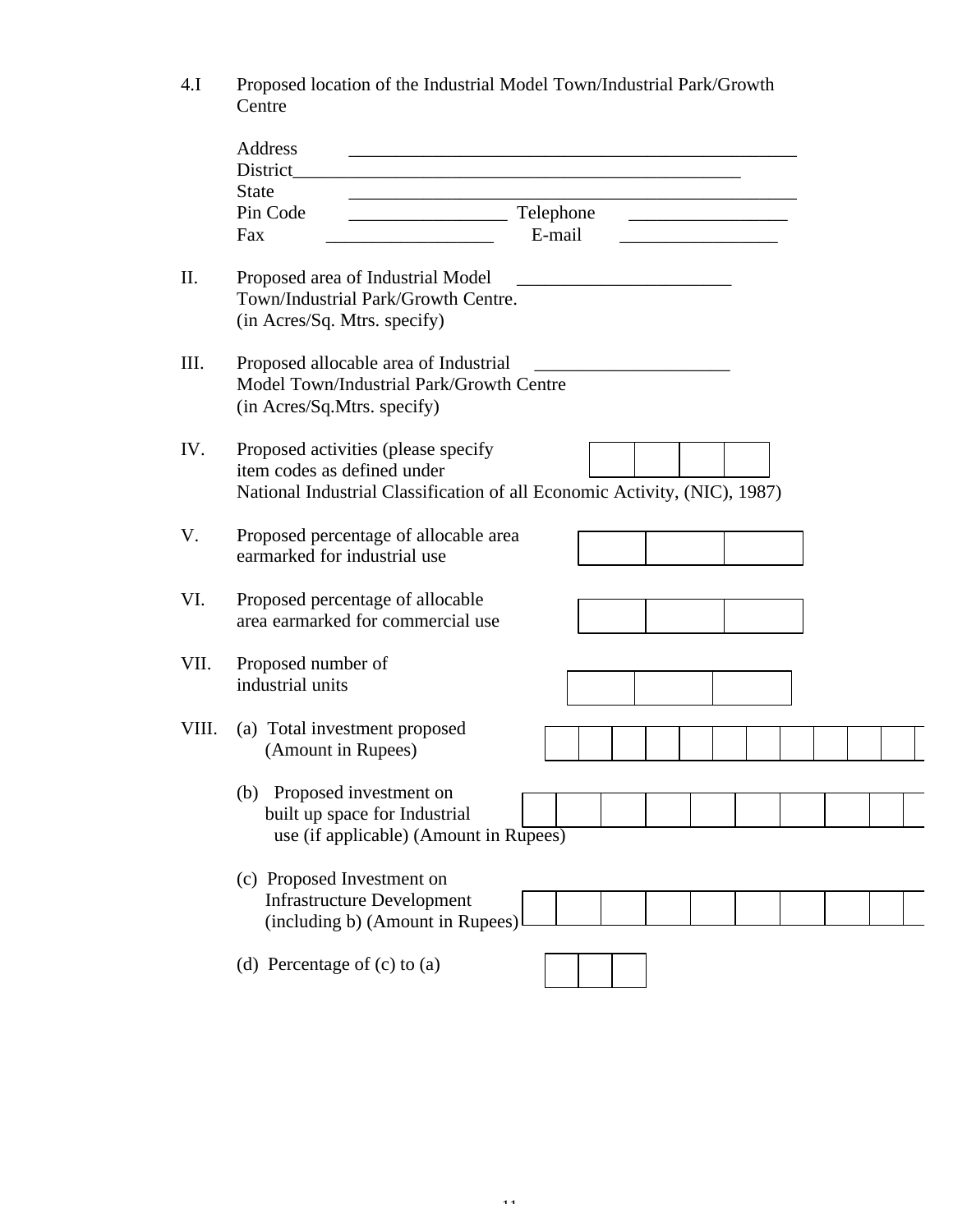4.I Proposed location of the Industrial Model Town/Industrial Park/Growth Centre

Address ___________________________________________________

District___________________________________________________

State ___________________________________________________

Pin Code _________________ Telephone _________________

Fax __________________ E-mail _________________

II. Proposed area of Industrial Model Town/Industrial Park/Growth Centre. (in Acres/Sq. Mtrs. specify) _______________________

III. Proposed allocable area of Industrial Model Town/Industrial Park/Growth Centre (in Acres/Sq.Mtrs. specify) _____________________

IV. Proposed activities (please specify item codes as defined under National Industrial Classification of all Economic Activity, (NIC), 1987)

| | | | |
|---|---|---|---|
| | | | |

V. Proposed percentage of allocable area earmarked for industrial use

| | | |
|---|---|---|
| | | |

VI. Proposed percentage of allocable area earmarked for commercial use

| | | |
|---|---|---|
| | | |

VII. Proposed number of industrial units

| | | |
|---|---|---|
| | | |

VIII. (a) Total investment proposed (Amount in Rupees)

| | | | | | | | | | | |
|---|---|---|---|---|---|---|---|---|---|---|
| | | | | | | | | | | |

(b) Proposed investment on built up space for Industrial use (if applicable) (Amount in Rupees)

| | | | | | | | | |
|---|---|---|---|---|---|---|---|---|
| | | | | | | | | |

(c) Proposed Investment on Infrastructure Development (including b) (Amount in Rupees)

| | | | | | | | | |
|---|---|---|---|---|---|---|---|---|
| | | | | | | | | |

(d) Percentage of (c) to (a)

| | | |
|---|---|---|
| | | |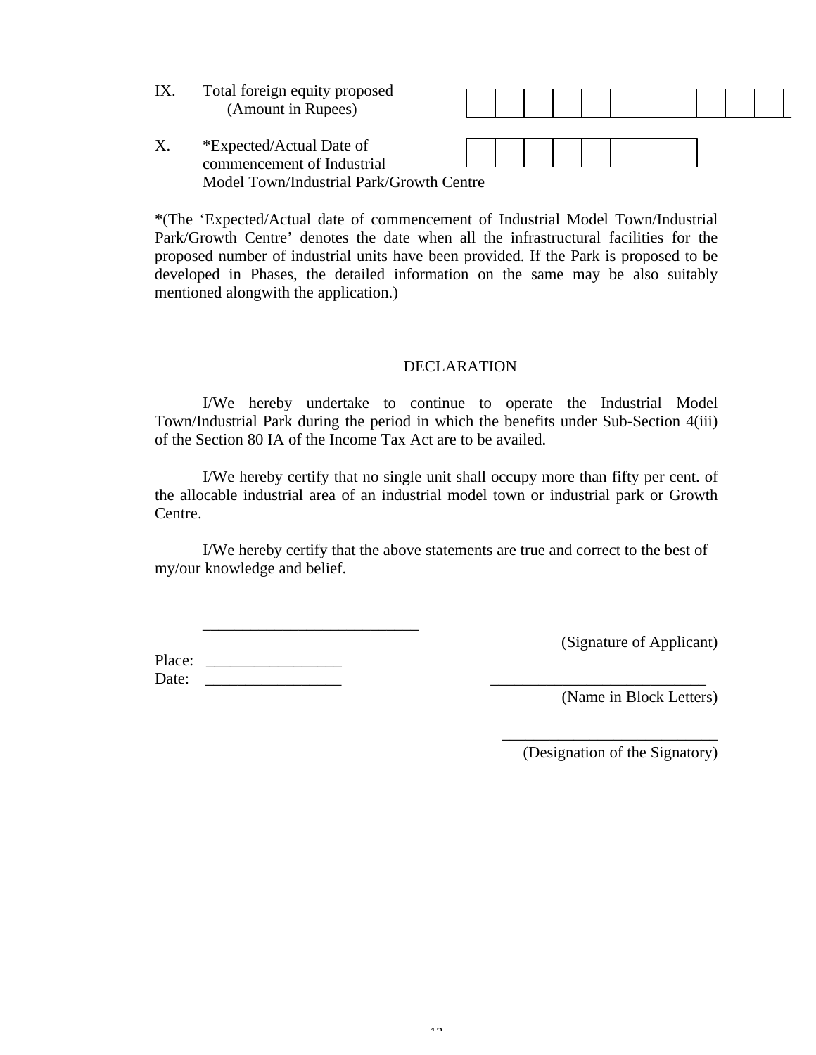IX. Total foreign equity proposed
(Amount in Rupees)

| | | | | | | | | | | |
|---|---|---|---|---|---|---|---|---|---|---|

X. *Expected/Actual Date of commencement of Industrial Model Town/Industrial Park/Growth Centre

| | | | | | | | |
|---|---|---|---|---|---|---|---|

*(The 'Expected/Actual date of commencement of Industrial Model Town/Industrial Park/Growth Centre' denotes the date when all the infrastructural facilities for the proposed number of industrial units have been provided. If the Park is proposed to be developed in Phases, the detailed information on the same may be also suitably mentioned alongwith the application.)

## DECLARATION

I/We hereby undertake to continue to operate the Industrial Model Town/Industrial Park during the period in which the benefits under Sub-Section 4(iii) of the Section 80 IA of the Income Tax Act are to be availed.

I/We hereby certify that no single unit shall occupy more than fifty per cent. of the allocable industrial area of an industrial model town or industrial park or Growth Centre.

I/We hereby certify that the above statements are true and correct to the best of my/our knowledge and belief.

___________________________

(Signature of Applicant)

Place: _________________

Date: _________________

___________________________

(Name in Block Letters)

___________________________

(Designation of the Signatory)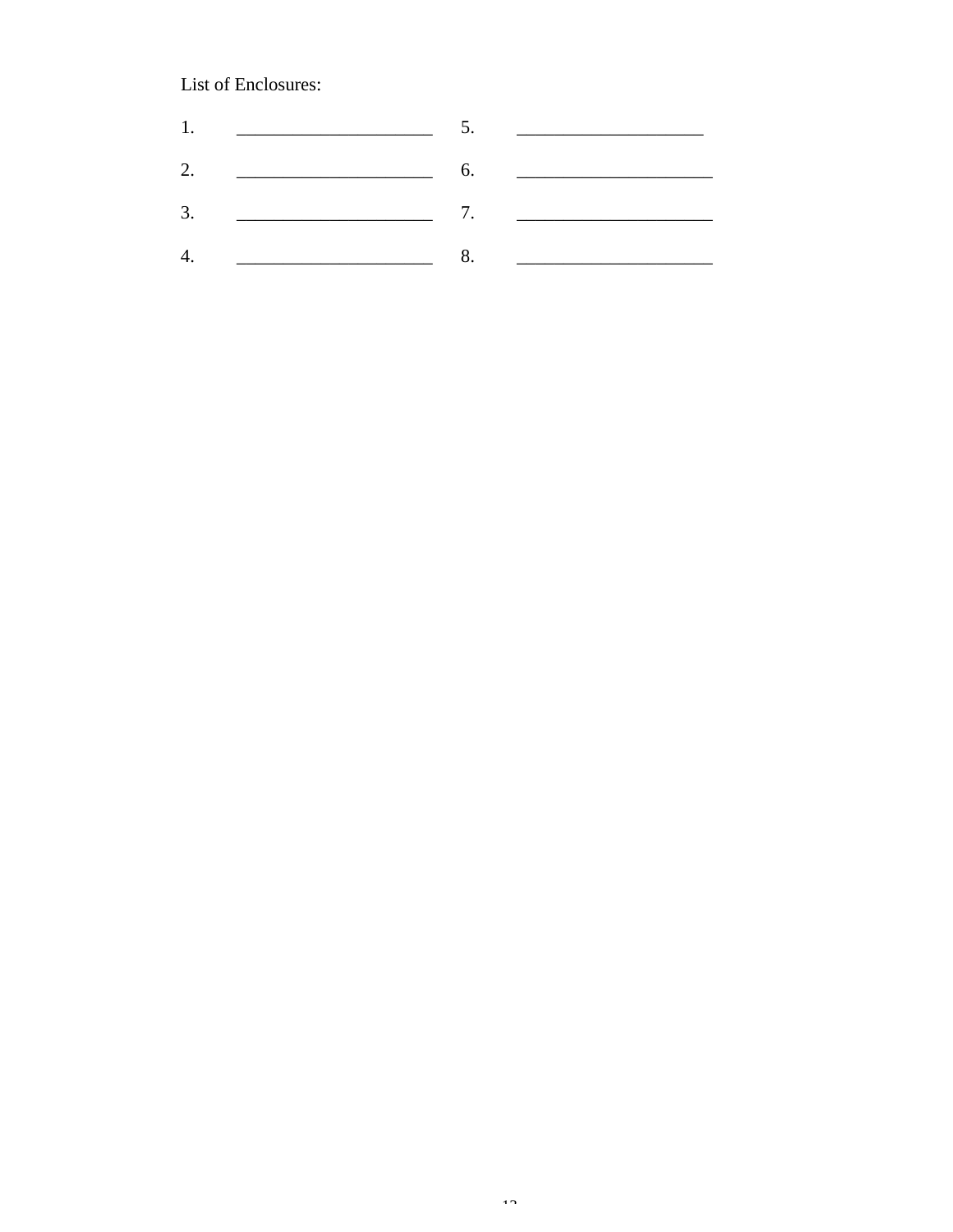List of Enclosures:

| | | | |
|---|---|---|---|
| 1. | _____________________ | 5. | ____________________ |
| 2. | _____________________ | 6. | _____________________ |
| 3. | _____________________ | 7. | _____________________ |
| 4. | _____________________ | 8. | _____________________ |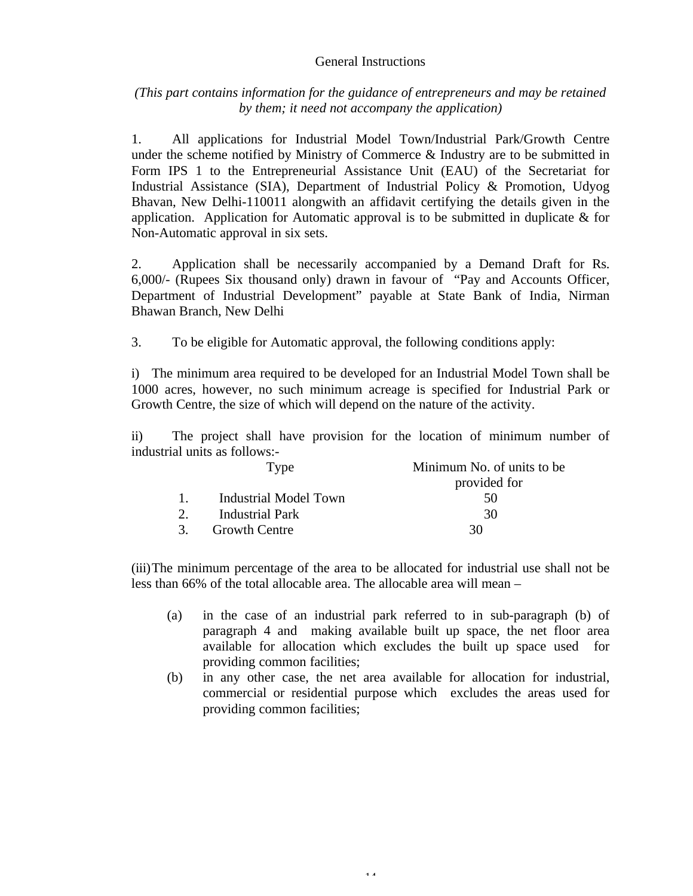# General Instructions

*(This part contains information for the guidance of entrepreneurs and may be retained by them; it need not accompany the application)*

1. All applications for Industrial Model Town/Industrial Park/Growth Centre under the scheme notified by Ministry of Commerce & Industry are to be submitted in Form IPS 1 to the Entrepreneurial Assistance Unit (EAU) of the Secretariat for Industrial Assistance (SIA), Department of Industrial Policy & Promotion, Udyog Bhavan, New Delhi-110011 alongwith an affidavit certifying the details given in the application. Application for Automatic approval is to be submitted in duplicate & for Non-Automatic approval in six sets.

2. Application shall be necessarily accompanied by a Demand Draft for Rs. 6,000/- (Rupees Six thousand only) drawn in favour of "Pay and Accounts Officer, Department of Industrial Development" payable at State Bank of India, Nirman Bhawan Branch, New Delhi

3. To be eligible for Automatic approval, the following conditions apply:

i) The minimum area required to be developed for an Industrial Model Town shall be 1000 acres, however, no such minimum acreage is specified for Industrial Park or Growth Centre, the size of which will depend on the nature of the activity.

ii) The project shall have provision for the location of minimum number of industrial units as follows:-

| | Type | Minimum No. of units to be provided for |
|---|---|---|
| 1. | Industrial Model Town | 50 |
| 2. | Industrial Park | 30 |
| 3. | Growth Centre | 30 |

(iii) The minimum percentage of the area to be allocated for industrial use shall not be less than 66% of the total allocable area. The allocable area will mean –

(a) in the case of an industrial park referred to in sub-paragraph (b) of paragraph 4 and making available built up space, the net floor area available for allocation which excludes the built up space used for providing common facilities;

(b) in any other case, the net area available for allocation for industrial, commercial or residential purpose which excludes the areas used for providing common facilities;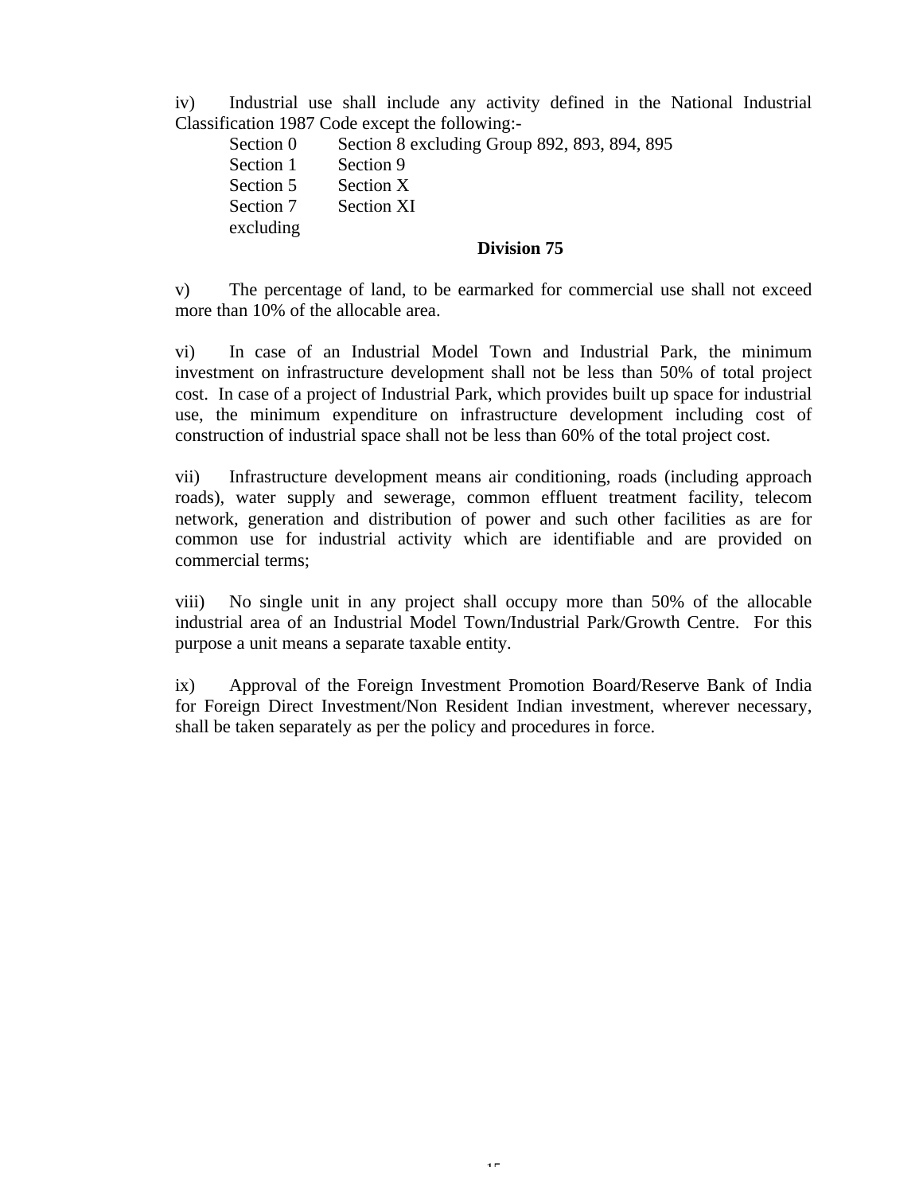iv) Industrial use shall include any activity defined in the National Industrial Classification 1987 Code except the following:-

| | |
|---|---|
| Section 0 | Section 8 excluding Group 892, 893, 894, 895 |
| Section 1 | Section 9 |
| Section 5 | Section X |
| Section 7 excluding | Section XI |

**Division 75**

v) The percentage of land, to be earmarked for commercial use shall not exceed more than 10% of the allocable area.

vi) In case of an Industrial Model Town and Industrial Park, the minimum investment on infrastructure development shall not be less than 50% of total project cost. In case of a project of Industrial Park, which provides built up space for industrial use, the minimum expenditure on infrastructure development including cost of construction of industrial space shall not be less than 60% of the total project cost.

vii) Infrastructure development means air conditioning, roads (including approach roads), water supply and sewerage, common effluent treatment facility, telecom network, generation and distribution of power and such other facilities as are for common use for industrial activity which are identifiable and are provided on commercial terms;

viii) No single unit in any project shall occupy more than 50% of the allocable industrial area of an Industrial Model Town/Industrial Park/Growth Centre. For this purpose a unit means a separate taxable entity.

ix) Approval of the Foreign Investment Promotion Board/Reserve Bank of India for Foreign Direct Investment/Non Resident Indian investment, wherever necessary, shall be taken separately as per the policy and procedures in force.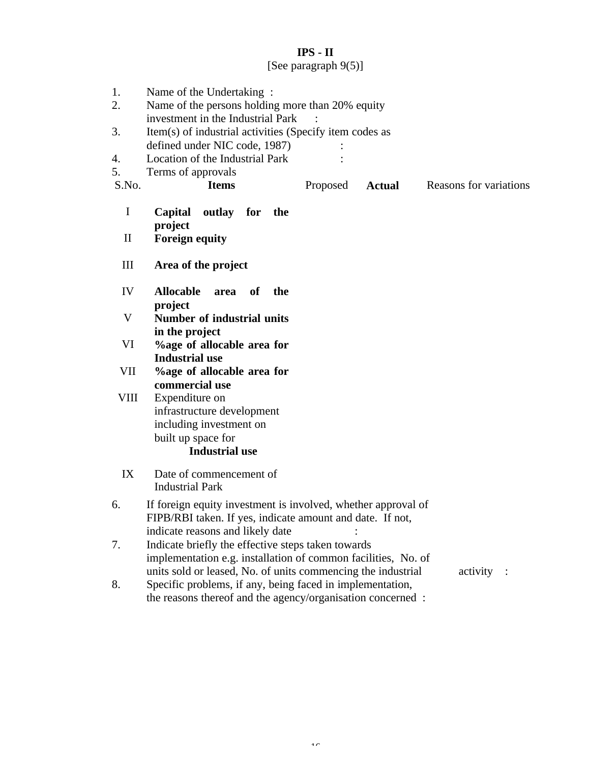**IPS - II**

[See paragraph 9(5)]

1. Name of the Undertaking :
2. Name of the persons holding more than 20% equity investment in the Industrial Park :
3. Item(s) of industrial activities (Specify item codes as defined under NIC code, 1987) :
4. Location of the Industrial Park :
5. Terms of approvals

| S.No. | Items | Proposed | Actual | Reasons for variations |
|---|---|---|---|---|
| I | **Capital outlay for the project** | | | |
| II | **Foreign equity** | | | |
| III | **Area of the project** | | | |
| IV | **Allocable area of the project** | | | |
| V | **Number of industrial units in the project** | | | |
| VI | **%age of allocable area for Industrial use** | | | |
| VII | **%age of allocable area for commercial use** | | | |
| VIII | Expenditure on infrastructure development including investment on built up space for **Industrial use** | | | |
| IX | Date of commencement of Industrial Park | | | |

6. If foreign equity investment is involved, whether approval of FIPB/RBI taken. If yes, indicate amount and date. If not, indicate reasons and likely date :
7. Indicate briefly the effective steps taken towards implementation e.g. installation of common facilities, No. of units sold or leased, No. of units commencing the industrial activity :
8. Specific problems, if any, being faced in implementation, the reasons thereof and the agency/organisation concerned :